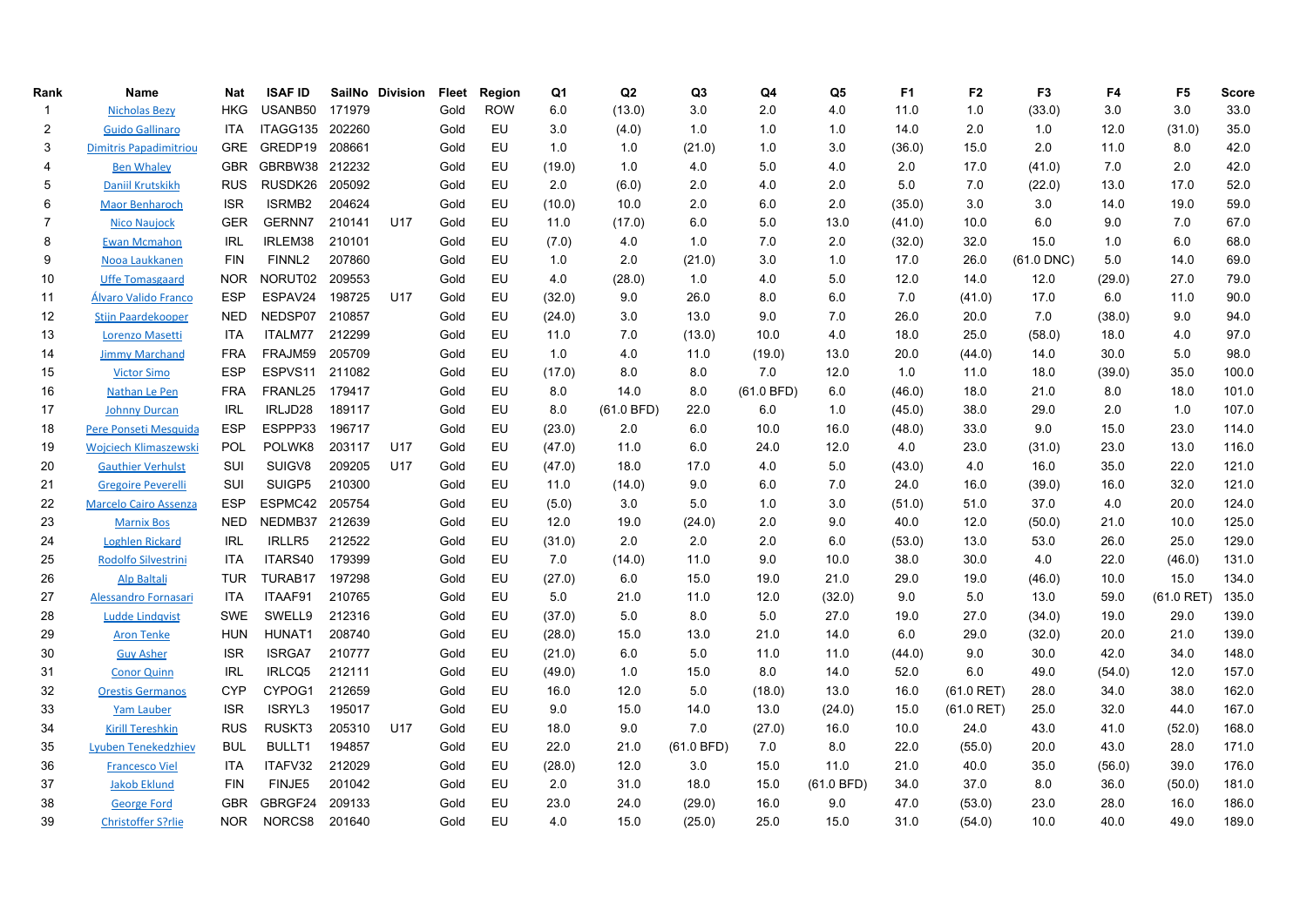| Rank | Name | Nat | ISAF ID | SailNo | Division | Fleet | Region | Q1 | Q2 | Q3 | Q4 | Q5 | F1 | F2 | F3 | F4 | F5 | Score |
|---|---|---|---|---|---|---|---|---|---|---|---|---|---|---|---|---|---|---|
| 1 | Nicholas Bezy | HKG | USANB50 | 171979 | | Gold | ROW | 6.0 | (13.0) | 3.0 | 2.0 | 4.0 | 11.0 | 1.0 | (33.0) | 3.0 | 3.0 | 33.0 |
| 2 | Guido Gallinaro | ITA | ITAGG135 | 202260 | | Gold | EU | 3.0 | (4.0) | 1.0 | 1.0 | 1.0 | 14.0 | 2.0 | 1.0 | 12.0 | (31.0) | 35.0 |
| 3 | Dimitris Papadimitriou | GRE | GREDP19 | 208661 | | Gold | EU | 1.0 | 1.0 | (21.0) | 1.0 | 3.0 | (36.0) | 15.0 | 2.0 | 11.0 | 8.0 | 42.0 |
| 4 | Ben Whaley | GBR | GBRBW38 | 212232 | | Gold | EU | (19.0) | 1.0 | 4.0 | 5.0 | 4.0 | 2.0 | 17.0 | (41.0) | 7.0 | 2.0 | 42.0 |
| 5 | Daniil Krutskikh | RUS | RUSDK26 | 205092 | | Gold | EU | 2.0 | (6.0) | 2.0 | 4.0 | 2.0 | 5.0 | 7.0 | (22.0) | 13.0 | 17.0 | 52.0 |
| 6 | Maor Benharoch | ISR | ISRMB2 | 204624 | | Gold | EU | (10.0) | 10.0 | 2.0 | 6.0 | 2.0 | (35.0) | 3.0 | 3.0 | 14.0 | 19.0 | 59.0 |
| 7 | Nico Naujock | GER | GERNN7 | 210141 | U17 | Gold | EU | 11.0 | (17.0) | 6.0 | 5.0 | 13.0 | (41.0) | 10.0 | 6.0 | 9.0 | 7.0 | 67.0 |
| 8 | Ewan Mcmahon | IRL | IRLEM38 | 210101 | | Gold | EU | (7.0) | 4.0 | 1.0 | 7.0 | 2.0 | (32.0) | 32.0 | 15.0 | 1.0 | 6.0 | 68.0 |
| 9 | Nooa Laukkanen | FIN | FINNL2 | 207860 | | Gold | EU | 1.0 | 2.0 | (21.0) | 3.0 | 1.0 | 17.0 | 26.0 | (61.0 DNC) | 5.0 | 14.0 | 69.0 |
| 10 | Uffe Tomasgaard | NOR | NORUT02 | 209553 | | Gold | EU | 4.0 | (28.0) | 1.0 | 4.0 | 5.0 | 12.0 | 14.0 | 12.0 | (29.0) | 27.0 | 79.0 |
| 11 | Álvaro Valido Franco | ESP | ESPAV24 | 198725 | U17 | Gold | EU | (32.0) | 9.0 | 26.0 | 8.0 | 6.0 | 7.0 | (41.0) | 17.0 | 6.0 | 11.0 | 90.0 |
| 12 | Stijn Paardekooper | NED | NEDSP07 | 210857 | | Gold | EU | (24.0) | 3.0 | 13.0 | 9.0 | 7.0 | 26.0 | 20.0 | 7.0 | (38.0) | 9.0 | 94.0 |
| 13 | Lorenzo Masetti | ITA | ITALM77 | 212299 | | Gold | EU | 11.0 | 7.0 | (13.0) | 10.0 | 4.0 | 18.0 | 25.0 | (58.0) | 18.0 | 4.0 | 97.0 |
| 14 | Jimmy Marchand | FRA | FRAJM59 | 205709 | | Gold | EU | 1.0 | 4.0 | 11.0 | (19.0) | 13.0 | 20.0 | (44.0) | 14.0 | 30.0 | 5.0 | 98.0 |
| 15 | Victor Simo | ESP | ESPVS11 | 211082 | | Gold | EU | (17.0) | 8.0 | 8.0 | 7.0 | 12.0 | 1.0 | 11.0 | 18.0 | (39.0) | 35.0 | 100.0 |
| 16 | Nathan Le Pen | FRA | FRANL25 | 179417 | | Gold | EU | 8.0 | 14.0 | 8.0 | (61.0 BFD) | 6.0 | (46.0) | 18.0 | 21.0 | 8.0 | 18.0 | 101.0 |
| 17 | Johnny Durcan | IRL | IRLJD28 | 189117 | | Gold | EU | 8.0 | (61.0 BFD) | 22.0 | 6.0 | 1.0 | (45.0) | 38.0 | 29.0 | 2.0 | 1.0 | 107.0 |
| 18 | Pere Ponseti Mesquida | ESP | ESPPP33 | 196717 | | Gold | EU | (23.0) | 2.0 | 6.0 | 10.0 | 16.0 | (48.0) | 33.0 | 9.0 | 15.0 | 23.0 | 114.0 |
| 19 | Wojciech Klimaszewski | POL | POLWK8 | 203117 | U17 | Gold | EU | (47.0) | 11.0 | 6.0 | 24.0 | 12.0 | 4.0 | 23.0 | (31.0) | 23.0 | 13.0 | 116.0 |
| 20 | Gauthier Verhulst | SUI | SUIGV8 | 209205 | U17 | Gold | EU | (47.0) | 18.0 | 17.0 | 4.0 | 5.0 | (43.0) | 4.0 | 16.0 | 35.0 | 22.0 | 121.0 |
| 21 | Gregoire Peverelli | SUI | SUIGP5 | 210300 | | Gold | EU | 11.0 | (14.0) | 9.0 | 6.0 | 7.0 | 24.0 | 16.0 | (39.0) | 16.0 | 32.0 | 121.0 |
| 22 | Marcelo Cairo Assenza | ESP | ESPMC42 | 205754 | | Gold | EU | (5.0) | 3.0 | 5.0 | 1.0 | 3.0 | (51.0) | 51.0 | 37.0 | 4.0 | 20.0 | 124.0 |
| 23 | Marnix Bos | NED | NEDMB37 | 212639 | | Gold | EU | 12.0 | 19.0 | (24.0) | 2.0 | 9.0 | 40.0 | 12.0 | (50.0) | 21.0 | 10.0 | 125.0 |
| 24 | Loghlen Rickard | IRL | IRLLR5 | 212522 | | Gold | EU | (31.0) | 2.0 | 2.0 | 2.0 | 6.0 | (53.0) | 13.0 | 53.0 | 26.0 | 25.0 | 129.0 |
| 25 | Rodolfo Silvestrini | ITA | ITARS40 | 179399 | | Gold | EU | 7.0 | (14.0) | 11.0 | 9.0 | 10.0 | 38.0 | 30.0 | 4.0 | 22.0 | (46.0) | 131.0 |
| 26 | Alp Baltali | TUR | TURAB17 | 197298 | | Gold | EU | (27.0) | 6.0 | 15.0 | 19.0 | 21.0 | 29.0 | 19.0 | (46.0) | 10.0 | 15.0 | 134.0 |
| 27 | Alessandro Fornasari | ITA | ITAAF91 | 210765 | | Gold | EU | 5.0 | 21.0 | 11.0 | 12.0 | (32.0) | 9.0 | 5.0 | 13.0 | 59.0 | (61.0 RET) | 135.0 |
| 28 | Ludde Lindqvist | SWE | SWELL9 | 212316 | | Gold | EU | (37.0) | 5.0 | 8.0 | 5.0 | 27.0 | 19.0 | 27.0 | (34.0) | 19.0 | 29.0 | 139.0 |
| 29 | Aron Tenke | HUN | HUNAT1 | 208740 | | Gold | EU | (28.0) | 15.0 | 13.0 | 21.0 | 14.0 | 6.0 | 29.0 | (32.0) | 20.0 | 21.0 | 139.0 |
| 30 | Guy Asher | ISR | ISRGA7 | 210777 | | Gold | EU | (21.0) | 6.0 | 5.0 | 11.0 | 11.0 | (44.0) | 9.0 | 30.0 | 42.0 | 34.0 | 148.0 |
| 31 | Conor Quinn | IRL | IRLCQ5 | 212111 | | Gold | EU | (49.0) | 1.0 | 15.0 | 8.0 | 14.0 | 52.0 | 6.0 | 49.0 | (54.0) | 12.0 | 157.0 |
| 32 | Orestis Germanos | CYP | CYPOG1 | 212659 | | Gold | EU | 16.0 | 12.0 | 5.0 | (18.0) | 13.0 | 16.0 | (61.0 RET) | 28.0 | 34.0 | 38.0 | 162.0 |
| 33 | Yam Lauber | ISR | ISRYL3 | 195017 | | Gold | EU | 9.0 | 15.0 | 14.0 | 13.0 | (24.0) | 15.0 | (61.0 RET) | 25.0 | 32.0 | 44.0 | 167.0 |
| 34 | Kirill Tereshkin | RUS | RUSKT3 | 205310 | U17 | Gold | EU | 18.0 | 9.0 | 7.0 | (27.0) | 16.0 | 10.0 | 24.0 | 43.0 | 41.0 | (52.0) | 168.0 |
| 35 | Lyuben Tenekedzhiev | BUL | BULLT1 | 194857 | | Gold | EU | 22.0 | 21.0 | (61.0 BFD) | 7.0 | 8.0 | 22.0 | (55.0) | 20.0 | 43.0 | 28.0 | 171.0 |
| 36 | Francesco Viel | ITA | ITAFV32 | 212029 | | Gold | EU | (28.0) | 12.0 | 3.0 | 15.0 | 11.0 | 21.0 | 40.0 | 35.0 | (56.0) | 39.0 | 176.0 |
| 37 | Jakob Eklund | FIN | FINJE5 | 201042 | | Gold | EU | 2.0 | 31.0 | 18.0 | 15.0 | (61.0 BFD) | 34.0 | 37.0 | 8.0 | 36.0 | (50.0) | 181.0 |
| 38 | George Ford | GBR | GBRGF24 | 209133 | | Gold | EU | 23.0 | 24.0 | (29.0) | 16.0 | 9.0 | 47.0 | (53.0) | 23.0 | 28.0 | 16.0 | 186.0 |
| 39 | Christoffer S?rlie | NOR | NORCS8 | 201640 | | Gold | EU | 4.0 | 15.0 | (25.0) | 25.0 | 15.0 | 31.0 | (54.0) | 10.0 | 40.0 | 49.0 | 189.0 |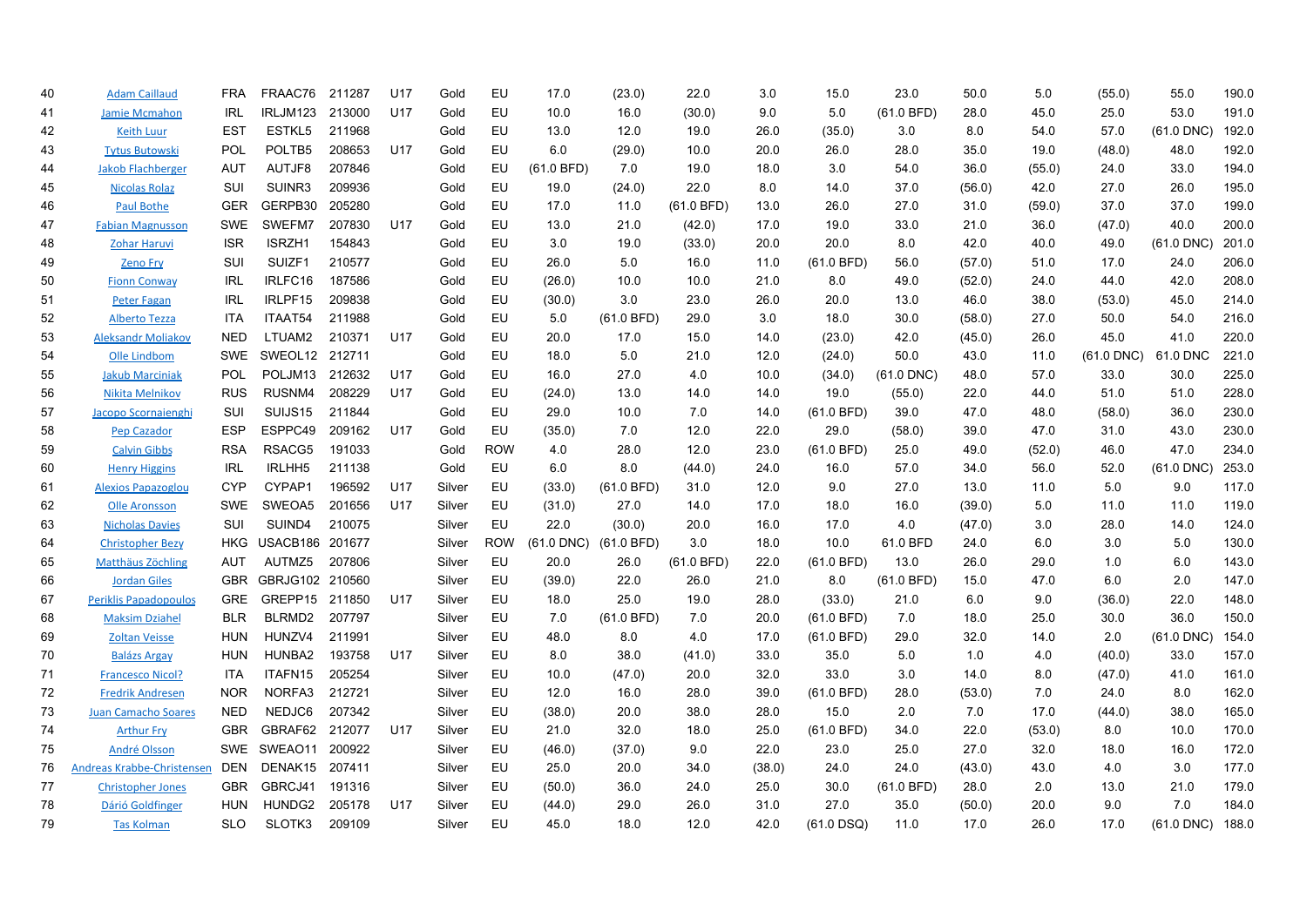| 40 | Adam Caillaud | FRA | FRAAC76 | 211287 | U17 | Gold | EU | 17.0 | (23.0) | 22.0 | 3.0 | 15.0 | 23.0 | 50.0 | 5.0 | (55.0) | 55.0 | 190.0 |
|---|---|---|---|---|---|---|---|---|---|---|---|---|---|---|---|---|---|---|
| 41 | Jamie Mcmahon | IRL | IRLJM123 | 213000 | U17 | Gold | EU | 10.0 | 16.0 | (30.0) | 9.0 | 5.0 | (61.0 BFD) | 28.0 | 45.0 | 25.0 | 53.0 | 191.0 |
| 42 | Keith Luur | EST | ESTKL5 | 211968 | | Gold | EU | 13.0 | 12.0 | 19.0 | 26.0 | (35.0) | 3.0 | 8.0 | 54.0 | 57.0 | (61.0 DNC) | 192.0 |
| 43 | Tytus Butowski | POL | POLTB5 | 208653 | U17 | Gold | EU | 6.0 | (29.0) | 10.0 | 20.0 | 26.0 | 28.0 | 35.0 | 19.0 | (48.0) | 48.0 | 192.0 |
| 44 | Jakob Flachberger | AUT | AUTJF8 | 207846 | | Gold | EU | (61.0 BFD) | 7.0 | 19.0 | 18.0 | 3.0 | 54.0 | 36.0 | (55.0) | 24.0 | 33.0 | 194.0 |
| 45 | Nicolas Rolaz | SUI | SUINR3 | 209936 | | Gold | EU | 19.0 | (24.0) | 22.0 | 8.0 | 14.0 | 37.0 | (56.0) | 42.0 | 27.0 | 26.0 | 195.0 |
| 46 | Paul Bothe | GER | GERPB30 | 205280 | | Gold | EU | 17.0 | 11.0 | (61.0 BFD) | 13.0 | 26.0 | 27.0 | 31.0 | (59.0) | 37.0 | 37.0 | 199.0 |
| 47 | Fabian Magnusson | SWE | SWEFM7 | 207830 | U17 | Gold | EU | 13.0 | 21.0 | (42.0) | 17.0 | 19.0 | 33.0 | 21.0 | 36.0 | (47.0) | 40.0 | 200.0 |
| 48 | Zohar Haruvi | ISR | ISRZH1 | 154843 | | Gold | EU | 3.0 | 19.0 | (33.0) | 20.0 | 20.0 | 8.0 | 42.0 | 40.0 | 49.0 | (61.0 DNC) | 201.0 |
| 49 | Zeno Fry | SUI | SUIZF1 | 210577 | | Gold | EU | 26.0 | 5.0 | 16.0 | 11.0 | (61.0 BFD) | 56.0 | (57.0) | 51.0 | 17.0 | 24.0 | 206.0 |
| 50 | Fionn Conway | IRL | IRLFC16 | 187586 | | Gold | EU | (26.0) | 10.0 | 10.0 | 21.0 | 8.0 | 49.0 | (52.0) | 24.0 | 44.0 | 42.0 | 208.0 |
| 51 | Peter Fagan | IRL | IRLPF15 | 209838 | | Gold | EU | (30.0) | 3.0 | 23.0 | 26.0 | 20.0 | 13.0 | 46.0 | 38.0 | (53.0) | 45.0 | 214.0 |
| 52 | Alberto Tezza | ITA | ITAAT54 | 211988 | | Gold | EU | 5.0 | (61.0 BFD) | 29.0 | 3.0 | 18.0 | 30.0 | (58.0) | 27.0 | 50.0 | 54.0 | 216.0 |
| 53 | Aleksandr Moliakov | NED | LTUAM2 | 210371 | U17 | Gold | EU | 20.0 | 17.0 | 15.0 | 14.0 | (23.0) | 42.0 | (45.0) | 26.0 | 45.0 | 41.0 | 220.0 |
| 54 | Olle Lindbom | SWE | SWEOL12 | 212711 | | Gold | EU | 18.0 | 5.0 | 21.0 | 12.0 | (24.0) | 50.0 | 43.0 | 11.0 | (61.0 DNC) | 61.0 DNC | 221.0 |
| 55 | Jakub Marciniak | POL | POLJM13 | 212632 | U17 | Gold | EU | 16.0 | 27.0 | 4.0 | 10.0 | (34.0) | (61.0 DNC) | 48.0 | 57.0 | 33.0 | 30.0 | 225.0 |
| 56 | Nikita Melnikov | RUS | RUSNM4 | 208229 | U17 | Gold | EU | (24.0) | 13.0 | 14.0 | 14.0 | 19.0 | (55.0) | 22.0 | 44.0 | 51.0 | 51.0 | 228.0 |
| 57 | Jacopo Scornaienghi | SUI | SUIJS15 | 211844 | | Gold | EU | 29.0 | 10.0 | 7.0 | 14.0 | (61.0 BFD) | 39.0 | 47.0 | 48.0 | (58.0) | 36.0 | 230.0 |
| 58 | Pep Cazador | ESP | ESPPC49 | 209162 | U17 | Gold | EU | (35.0) | 7.0 | 12.0 | 22.0 | 29.0 | (58.0) | 39.0 | 47.0 | 31.0 | 43.0 | 230.0 |
| 59 | Calvin Gibbs | RSA | RSACG5 | 191033 | | Gold | ROW | 4.0 | 28.0 | 12.0 | 23.0 | (61.0 BFD) | 25.0 | 49.0 | (52.0) | 46.0 | 47.0 | 234.0 |
| 60 | Henry Higgins | IRL | IRLHH5 | 211138 | | Gold | EU | 6.0 | 8.0 | (44.0) | 24.0 | 16.0 | 57.0 | 34.0 | 56.0 | 52.0 | (61.0 DNC) | 253.0 |
| 61 | Alexios Papazoglou | CYP | CYPAP1 | 196592 | U17 | Silver | EU | (33.0) | (61.0 BFD) | 31.0 | 12.0 | 9.0 | 27.0 | 13.0 | 11.0 | 5.0 | 9.0 | 117.0 |
| 62 | Olle Aronsson | SWE | SWEOA5 | 201656 | U17 | Silver | EU | (31.0) | 27.0 | 14.0 | 17.0 | 18.0 | 16.0 | (39.0) | 5.0 | 11.0 | 11.0 | 119.0 |
| 63 | Nicholas Davies | SUI | SUIND4 | 210075 | | Silver | EU | 22.0 | (30.0) | 20.0 | 16.0 | 17.0 | 4.0 | (47.0) | 3.0 | 28.0 | 14.0 | 124.0 |
| 64 | Christopher Bezy | HKG | USACB186 | 201677 | | Silver | ROW | (61.0 DNC) | (61.0 BFD) | 3.0 | 18.0 | 10.0 | 61.0 BFD | 24.0 | 6.0 | 3.0 | 5.0 | 130.0 |
| 65 | Matthäus Zöchling | AUT | AUTMZ5 | 207806 | | Silver | EU | 20.0 | 26.0 | (61.0 BFD) | 22.0 | (61.0 BFD) | 13.0 | 26.0 | 29.0 | 1.0 | 6.0 | 143.0 |
| 66 | Jordan Giles | GBR | GBRJG102 | 210560 | | Silver | EU | (39.0) | 22.0 | 26.0 | 21.0 | 8.0 | (61.0 BFD) | 15.0 | 47.0 | 6.0 | 2.0 | 147.0 |
| 67 | Periklis Papadopoulos | GRE | GREPP15 | 211850 | U17 | Silver | EU | 18.0 | 25.0 | 19.0 | 28.0 | (33.0) | 21.0 | 6.0 | 9.0 | (36.0) | 22.0 | 148.0 |
| 68 | Maksim Dziahel | BLR | BLRMD2 | 207797 | | Silver | EU | 7.0 | (61.0 BFD) | 7.0 | 20.0 | (61.0 BFD) | 7.0 | 18.0 | 25.0 | 30.0 | 36.0 | 150.0 |
| 69 | Zoltan Veisse | HUN | HUNZV4 | 211991 | | Silver | EU | 48.0 | 8.0 | 4.0 | 17.0 | (61.0 BFD) | 29.0 | 32.0 | 14.0 | 2.0 | (61.0 DNC) | 154.0 |
| 70 | Balázs Argay | HUN | HUNBA2 | 193758 | U17 | Silver | EU | 8.0 | 38.0 | (41.0) | 33.0 | 35.0 | 5.0 | 1.0 | 4.0 | (40.0) | 33.0 | 157.0 |
| 71 | Francesco Nicol? | ITA | ITAFN15 | 205254 | | Silver | EU | 10.0 | (47.0) | 20.0 | 32.0 | 33.0 | 3.0 | 14.0 | 8.0 | (47.0) | 41.0 | 161.0 |
| 72 | Fredrik Andresen | NOR | NORFA3 | 212721 | | Silver | EU | 12.0 | 16.0 | 28.0 | 39.0 | (61.0 BFD) | 28.0 | (53.0) | 7.0 | 24.0 | 8.0 | 162.0 |
| 73 | Juan Camacho Soares | NED | NEDJC6 | 207342 | | Silver | EU | (38.0) | 20.0 | 38.0 | 28.0 | 15.0 | 2.0 | 7.0 | 17.0 | (44.0) | 38.0 | 165.0 |
| 74 | Arthur Fry | GBR | GBRAF62 | 212077 | U17 | Silver | EU | 21.0 | 32.0 | 18.0 | 25.0 | (61.0 BFD) | 34.0 | 22.0 | (53.0) | 8.0 | 10.0 | 170.0 |
| 75 | André Olsson | SWE | SWEAO11 | 200922 | | Silver | EU | (46.0) | (37.0) | 9.0 | 22.0 | 23.0 | 25.0 | 27.0 | 32.0 | 18.0 | 16.0 | 172.0 |
| 76 | Andreas Krabbe-Christensen | DEN | DENAK15 | 207411 | | Silver | EU | 25.0 | 20.0 | 34.0 | (38.0) | 24.0 | 24.0 | (43.0) | 43.0 | 4.0 | 3.0 | 177.0 |
| 77 | Christopher Jones | GBR | GBRCJ41 | 191316 | | Silver | EU | (50.0) | 36.0 | 24.0 | 25.0 | 30.0 | (61.0 BFD) | 28.0 | 2.0 | 13.0 | 21.0 | 179.0 |
| 78 | Dárió Goldfinger | HUN | HUNDG2 | 205178 | U17 | Silver | EU | (44.0) | 29.0 | 26.0 | 31.0 | 27.0 | 35.0 | (50.0) | 20.0 | 9.0 | 7.0 | 184.0 |
| 79 | Tas Kolman | SLO | SLOTK3 | 209109 | | Silver | EU | 45.0 | 18.0 | 12.0 | 42.0 | (61.0 DSQ) | 11.0 | 17.0 | 26.0 | 17.0 | (61.0 DNC) | 188.0 |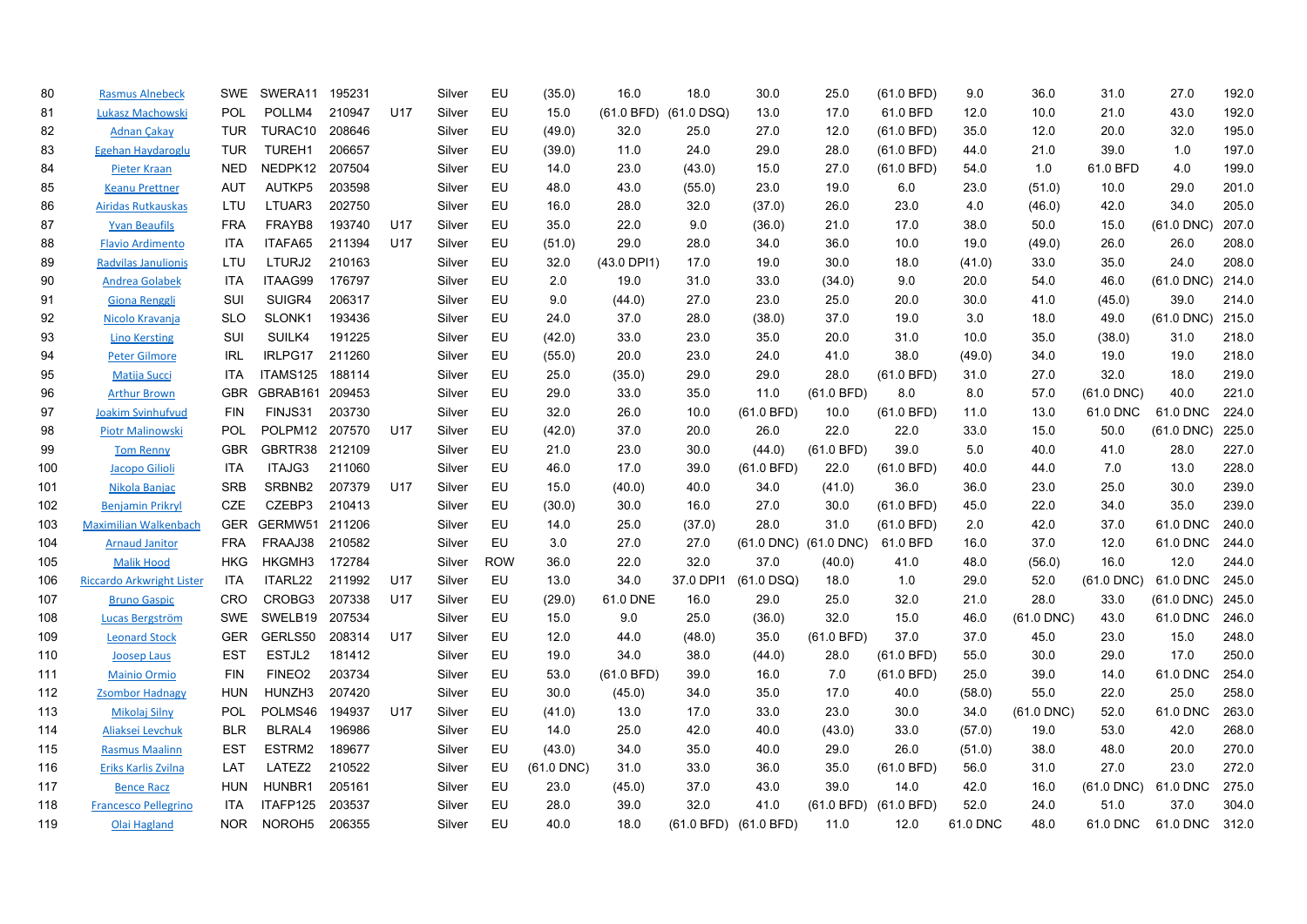| 80 | Rasmus Alnebeck | SWE | SWERA11 | 195231 | | Silver | EU | (35.0) | 16.0 | 18.0 | 30.0 | 25.0 | (61.0 BFD) | 9.0 | 36.0 | 31.0 | 27.0 | 192.0 |
|---|---|---|---|---|---|---|---|---|---|---|---|---|---|---|---|---|---|---|
| 81 | Lukasz Machowski | POL | POLLM4 | 210947 | U17 | Silver | EU | 15.0 | (61.0 BFD) | (61.0 DSQ) | 13.0 | 17.0 | 61.0 BFD | 12.0 | 10.0 | 21.0 | 43.0 | 192.0 |
| 82 | Adnan Çakay | TUR | TURAC10 | 208646 | | Silver | EU | (49.0) | 32.0 | 25.0 | 27.0 | 12.0 | (61.0 BFD) | 35.0 | 12.0 | 20.0 | 32.0 | 195.0 |
| 83 | Egehan Haydaroglu | TUR | TUREH1 | 206657 | | Silver | EU | (39.0) | 11.0 | 24.0 | 29.0 | 28.0 | (61.0 BFD) | 44.0 | 21.0 | 39.0 | 1.0 | 197.0 |
| 84 | Pieter Kraan | NED | NEDPK12 | 207504 | | Silver | EU | 14.0 | 23.0 | (43.0) | 15.0 | 27.0 | (61.0 BFD) | 54.0 | 1.0 | 61.0 BFD | 4.0 | 199.0 |
| 85 | Keanu Prettner | AUT | AUTKP5 | 203598 | | Silver | EU | 48.0 | 43.0 | (55.0) | 23.0 | 19.0 | 6.0 | 23.0 | (51.0) | 10.0 | 29.0 | 201.0 |
| 86 | Airidas Rutkauskas | LTU | LTUAR3 | 202750 | | Silver | EU | 16.0 | 28.0 | 32.0 | (37.0) | 26.0 | 23.0 | 4.0 | (46.0) | 42.0 | 34.0 | 205.0 |
| 87 | Yvan Beaufils | FRA | FRAYB8 | 193740 | U17 | Silver | EU | 35.0 | 22.0 | 9.0 | (36.0) | 21.0 | 17.0 | 38.0 | 50.0 | 15.0 | (61.0 DNC) | 207.0 |
| 88 | Flavio Ardimento | ITA | ITAFA65 | 211394 | U17 | Silver | EU | (51.0) | 29.0 | 28.0 | 34.0 | 36.0 | 10.0 | 19.0 | (49.0) | 26.0 | 26.0 | 208.0 |
| 89 | Radvilas Janulionis | LTU | LTURJ2 | 210163 | | Silver | EU | 32.0 | (43.0 DPI1) | 17.0 | 19.0 | 30.0 | 18.0 | (41.0) | 33.0 | 35.0 | 24.0 | 208.0 |
| 90 | Andrea Golabek | ITA | ITAAG99 | 176797 | | Silver | EU | 2.0 | 19.0 | 31.0 | 33.0 | (34.0) | 9.0 | 20.0 | 54.0 | 46.0 | (61.0 DNC) | 214.0 |
| 91 | Giona Renggli | SUI | SUIGR4 | 206317 | | Silver | EU | 9.0 | (44.0) | 27.0 | 23.0 | 25.0 | 20.0 | 30.0 | 41.0 | (45.0) | 39.0 | 214.0 |
| 92 | Nicolo Kravanja | SLO | SLONK1 | 193436 | | Silver | EU | 24.0 | 37.0 | 28.0 | (38.0) | 37.0 | 19.0 | 3.0 | 18.0 | 49.0 | (61.0 DNC) | 215.0 |
| 93 | Lino Kersting | SUI | SUILK4 | 191225 | | Silver | EU | (42.0) | 33.0 | 23.0 | 35.0 | 20.0 | 31.0 | 10.0 | 35.0 | (38.0) | 31.0 | 218.0 |
| 94 | Peter Gilmore | IRL | IRLPG17 | 211260 | | Silver | EU | (55.0) | 20.0 | 23.0 | 24.0 | 41.0 | 38.0 | (49.0) | 34.0 | 19.0 | 19.0 | 218.0 |
| 95 | Matija Succi | ITA | ITAMS125 | 188114 | | Silver | EU | 25.0 | (35.0) | 29.0 | 29.0 | 28.0 | (61.0 BFD) | 31.0 | 27.0 | 32.0 | 18.0 | 219.0 |
| 96 | Arthur Brown | GBR | GBRAB161 | 209453 | | Silver | EU | 29.0 | 33.0 | 35.0 | 11.0 | (61.0 BFD) | 8.0 | 8.0 | 57.0 | (61.0 DNC) | 40.0 | 221.0 |
| 97 | Joakim Svinhufvud | FIN | FINJS31 | 203730 | | Silver | EU | 32.0 | 26.0 | 10.0 | (61.0 BFD) | 10.0 | (61.0 BFD) | 11.0 | 13.0 | 61.0 DNC | 61.0 DNC | 224.0 |
| 98 | Piotr Malinowski | POL | POLPM12 | 207570 | U17 | Silver | EU | (42.0) | 37.0 | 20.0 | 26.0 | 22.0 | 22.0 | 33.0 | 15.0 | 50.0 | (61.0 DNC) | 225.0 |
| 99 | Tom Renny | GBR | GBRTR38 | 212109 | | Silver | EU | 21.0 | 23.0 | 30.0 | (44.0) | (61.0 BFD) | 39.0 | 5.0 | 40.0 | 41.0 | 28.0 | 227.0 |
| 100 | Jacopo Gilioli | ITA | ITAJG3 | 211060 | | Silver | EU | 46.0 | 17.0 | 39.0 | (61.0 BFD) | 22.0 | (61.0 BFD) | 40.0 | 44.0 | 7.0 | 13.0 | 228.0 |
| 101 | Nikola Banjac | SRB | SRBNB2 | 207379 | U17 | Silver | EU | 15.0 | (40.0) | 40.0 | 34.0 | (41.0) | 36.0 | 36.0 | 23.0 | 25.0 | 30.0 | 239.0 |
| 102 | Benjamin Prikryl | CZE | CZEBP3 | 210413 | | Silver | EU | (30.0) | 30.0 | 16.0 | 27.0 | 30.0 | (61.0 BFD) | 45.0 | 22.0 | 34.0 | 35.0 | 239.0 |
| 103 | Maximilian Walkenbach | GER | GERMW51 | 211206 | | Silver | EU | 14.0 | 25.0 | (37.0) | 28.0 | 31.0 | (61.0 BFD) | 2.0 | 42.0 | 37.0 | 61.0 DNC | 240.0 |
| 104 | Arnaud Janitor | FRA | FRAAJ38 | 210582 | | Silver | EU | 3.0 | 27.0 | 27.0 | (61.0 DNC) | (61.0 DNC) | 61.0 BFD | 16.0 | 37.0 | 12.0 | 61.0 DNC | 244.0 |
| 105 | Malik Hood | HKG | HKGMH3 | 172784 | | Silver | ROW | 36.0 | 22.0 | 32.0 | 37.0 | (40.0) | 41.0 | 48.0 | (56.0) | 16.0 | 12.0 | 244.0 |
| 106 | Riccardo Arkwright Lister | ITA | ITARL22 | 211992 | U17 | Silver | EU | 13.0 | 34.0 | 37.0 DPI1 | (61.0 DSQ) | 18.0 | 1.0 | 29.0 | 52.0 | (61.0 DNC) | 61.0 DNC | 245.0 |
| 107 | Bruno Gaspic | CRO | CROBG3 | 207338 | U17 | Silver | EU | (29.0) | 61.0 DNE | 16.0 | 29.0 | 25.0 | 32.0 | 21.0 | 28.0 | 33.0 | (61.0 DNC) | 245.0 |
| 108 | Lucas Bergström | SWE | SWELB19 | 207534 | | Silver | EU | 15.0 | 9.0 | 25.0 | (36.0) | 32.0 | 15.0 | 46.0 | (61.0 DNC) | 43.0 | 61.0 DNC | 246.0 |
| 109 | Leonard Stock | GER | GERLS50 | 208314 | U17 | Silver | EU | 12.0 | 44.0 | (48.0) | 35.0 | (61.0 BFD) | 37.0 | 37.0 | 45.0 | 23.0 | 15.0 | 248.0 |
| 110 | Joosep Laus | EST | ESTJL2 | 181412 | | Silver | EU | 19.0 | 34.0 | 38.0 | (44.0) | 28.0 | (61.0 BFD) | 55.0 | 30.0 | 29.0 | 17.0 | 250.0 |
| 111 | Mainio Ormio | FIN | FINEO2 | 203734 | | Silver | EU | 53.0 | (61.0 BFD) | 39.0 | 16.0 | 7.0 | (61.0 BFD) | 25.0 | 39.0 | 14.0 | 61.0 DNC | 254.0 |
| 112 | Zsombor Hadnagy | HUN | HUNZH3 | 207420 | | Silver | EU | 30.0 | (45.0) | 34.0 | 35.0 | 17.0 | 40.0 | (58.0) | 55.0 | 22.0 | 25.0 | 258.0 |
| 113 | Mikolaj Silny | POL | POLMS46 | 194937 | U17 | Silver | EU | (41.0) | 13.0 | 17.0 | 33.0 | 23.0 | 30.0 | 34.0 | (61.0 DNC) | 52.0 | 61.0 DNC | 263.0 |
| 114 | Aliaksei Levchuk | BLR | BLRAL4 | 196986 | | Silver | EU | 14.0 | 25.0 | 42.0 | 40.0 | (43.0) | 33.0 | (57.0) | 19.0 | 53.0 | 42.0 | 268.0 |
| 115 | Rasmus Maalinn | EST | ESTRM2 | 189677 | | Silver | EU | (43.0) | 34.0 | 35.0 | 40.0 | 29.0 | 26.0 | (51.0) | 38.0 | 48.0 | 20.0 | 270.0 |
| 116 | Eriks Karlis Zvilna | LAT | LATEZ2 | 210522 | | Silver | EU | (61.0 DNC) | 31.0 | 33.0 | 36.0 | 35.0 | (61.0 BFD) | 56.0 | 31.0 | 27.0 | 23.0 | 272.0 |
| 117 | Bence Racz | HUN | HUNBR1 | 205161 | | Silver | EU | 23.0 | (45.0) | 37.0 | 43.0 | 39.0 | 14.0 | 42.0 | 16.0 | (61.0 DNC) | 61.0 DNC | 275.0 |
| 118 | Francesco Pellegrino | ITA | ITAFP125 | 203537 | | Silver | EU | 28.0 | 39.0 | 32.0 | 41.0 | (61.0 BFD) | (61.0 BFD) | 52.0 | 24.0 | 51.0 | 37.0 | 304.0 |
| 119 | Olai Hagland | NOR | NOROH5 | 206355 | | Silver | EU | 40.0 | 18.0 | (61.0 BFD) | (61.0 BFD) | 11.0 | 12.0 | 61.0 DNC | 48.0 | 61.0 DNC | 61.0 DNC | 312.0 |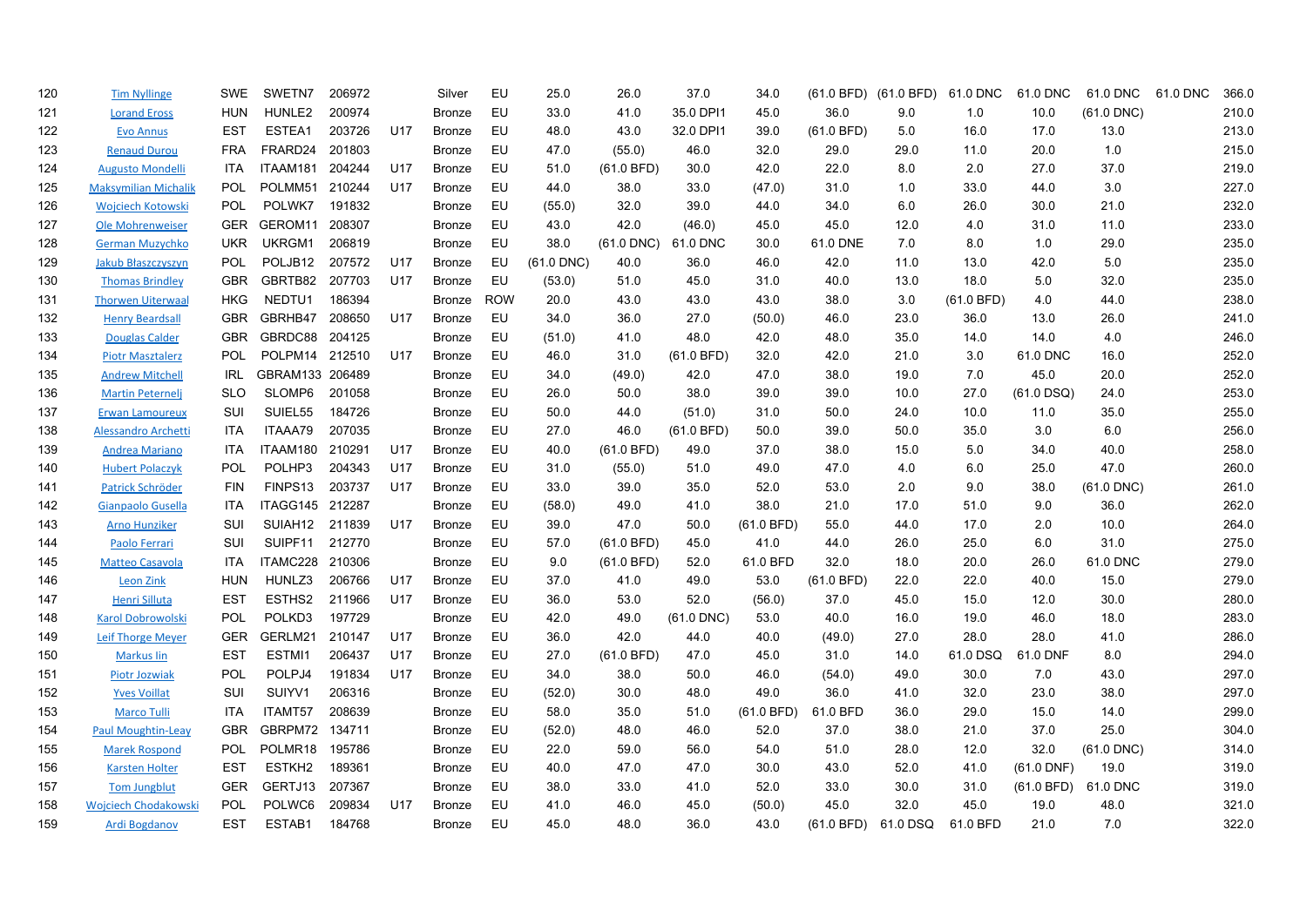| | | | | | | | | | | | | | | | | | | |
|---|---|---|---|---|---|---|---|---|---|---|---|---|---|---|---|---|---|---|
| 120 | Tim Nyllinge | SWE | SWETN7 | 206972 | | Silver | EU | 25.0 | 26.0 | 37.0 | 34.0 | (61.0 BFD) | (61.0 BFD) | 61.0 DNC | 61.0 DNC | 61.0 DNC | 61.0 DNC | 366.0 |
| 121 | Lorand Eross | HUN | HUNLE2 | 200974 | | Bronze | EU | 33.0 | 41.0 | 35.0 DPI1 | 45.0 | 36.0 | 9.0 | 1.0 | 10.0 | (61.0 DNC) | | 210.0 |
| 122 | Evo Annus | EST | ESTEA1 | 203726 | U17 | Bronze | EU | 48.0 | 43.0 | 32.0 DPI1 | 39.0 | (61.0 BFD) | 5.0 | 16.0 | 17.0 | 13.0 | | 213.0 |
| 123 | Renaud Durou | FRA | FRARD24 | 201803 | | Bronze | EU | 47.0 | (55.0) | 46.0 | 32.0 | 29.0 | 29.0 | 11.0 | 20.0 | 1.0 | | 215.0 |
| 124 | Augusto Mondelli | ITA | ITAAM181 | 204244 | U17 | Bronze | EU | 51.0 | (61.0 BFD) | 30.0 | 42.0 | 22.0 | 8.0 | 2.0 | 27.0 | 37.0 | | 219.0 |
| 125 | Maksymilian Michalik | POL | POLMM51 | 210244 | U17 | Bronze | EU | 44.0 | 38.0 | 33.0 | (47.0) | 31.0 | 1.0 | 33.0 | 44.0 | 3.0 | | 227.0 |
| 126 | Wojciech Kotowski | POL | POLWK7 | 191832 | | Bronze | EU | (55.0) | 32.0 | 39.0 | 44.0 | 34.0 | 6.0 | 26.0 | 30.0 | 21.0 | | 232.0 |
| 127 | Ole Mohrenweiser | GER | GEROM11 | 208307 | | Bronze | EU | 43.0 | 42.0 | (46.0) | 45.0 | 45.0 | 12.0 | 4.0 | 31.0 | 11.0 | | 233.0 |
| 128 | German Muzychko | UKR | UKRGM1 | 206819 | | Bronze | EU | 38.0 | (61.0 DNC) | 61.0 DNC | 30.0 | 61.0 DNE | 7.0 | 8.0 | 1.0 | 29.0 | | 235.0 |
| 129 | Jakub Błaszczyszyn | POL | POLJB12 | 207572 | U17 | Bronze | EU | (61.0 DNC) | 40.0 | 36.0 | 46.0 | 42.0 | 11.0 | 13.0 | 42.0 | 5.0 | | 235.0 |
| 130 | Thomas Brindley | GBR | GBRTB82 | 207703 | U17 | Bronze | EU | (53.0) | 51.0 | 45.0 | 31.0 | 40.0 | 13.0 | 18.0 | 5.0 | 32.0 | | 235.0 |
| 131 | Thorwen Uiterwaal | HKG | NEDTU1 | 186394 | | Bronze | ROW | 20.0 | 43.0 | 43.0 | 43.0 | 38.0 | 3.0 | (61.0 BFD) | 4.0 | 44.0 | | 238.0 |
| 132 | Henry Beardsall | GBR | GBRHB47 | 208650 | U17 | Bronze | EU | 34.0 | 36.0 | 27.0 | (50.0) | 46.0 | 23.0 | 36.0 | 13.0 | 26.0 | | 241.0 |
| 133 | Douglas Calder | GBR | GBRDC88 | 204125 | | Bronze | EU | (51.0) | 41.0 | 48.0 | 42.0 | 48.0 | 35.0 | 14.0 | 14.0 | 4.0 | | 246.0 |
| 134 | Piotr Masztalerz | POL | POLPM14 | 212510 | U17 | Bronze | EU | 46.0 | 31.0 | (61.0 BFD) | 32.0 | 42.0 | 21.0 | 3.0 | 61.0 DNC | 16.0 | | 252.0 |
| 135 | Andrew Mitchell | IRL | GBRAM133 | 206489 | | Bronze | EU | 34.0 | (49.0) | 42.0 | 47.0 | 38.0 | 19.0 | 7.0 | 45.0 | 20.0 | | 252.0 |
| 136 | Martin Peternelj | SLO | SLOMP6 | 201058 | | Bronze | EU | 26.0 | 50.0 | 38.0 | 39.0 | 39.0 | 10.0 | 27.0 | (61.0 DSQ) | 24.0 | | 253.0 |
| 137 | Erwan Lamoureux | SUI | SUIEL55 | 184726 | | Bronze | EU | 50.0 | 44.0 | (51.0) | 31.0 | 50.0 | 24.0 | 10.0 | 11.0 | 35.0 | | 255.0 |
| 138 | Alessandro Archetti | ITA | ITAAA79 | 207035 | | Bronze | EU | 27.0 | 46.0 | (61.0 BFD) | 50.0 | 39.0 | 50.0 | 35.0 | 3.0 | 6.0 | | 256.0 |
| 139 | Andrea Mariano | ITA | ITAAM180 | 210291 | U17 | Bronze | EU | 40.0 | (61.0 BFD) | 49.0 | 37.0 | 38.0 | 15.0 | 5.0 | 34.0 | 40.0 | | 258.0 |
| 140 | Hubert Polaczyk | POL | POLHP3 | 204343 | U17 | Bronze | EU | 31.0 | (55.0) | 51.0 | 49.0 | 47.0 | 4.0 | 6.0 | 25.0 | 47.0 | | 260.0 |
| 141 | Patrick Schröder | FIN | FINPS13 | 203737 | U17 | Bronze | EU | 33.0 | 39.0 | 35.0 | 52.0 | 53.0 | 2.0 | 9.0 | 38.0 | (61.0 DNC) | | 261.0 |
| 142 | Gianpaolo Gusella | ITA | ITAGG145 | 212287 | | Bronze | EU | (58.0) | 49.0 | 41.0 | 38.0 | 21.0 | 17.0 | 51.0 | 9.0 | 36.0 | | 262.0 |
| 143 | Arno Hunziker | SUI | SUIAH12 | 211839 | U17 | Bronze | EU | 39.0 | 47.0 | 50.0 | (61.0 BFD) | 55.0 | 44.0 | 17.0 | 2.0 | 10.0 | | 264.0 |
| 144 | Paolo Ferrari | SUI | SUIPF11 | 212770 | | Bronze | EU | 57.0 | (61.0 BFD) | 45.0 | 41.0 | 44.0 | 26.0 | 25.0 | 6.0 | 31.0 | | 275.0 |
| 145 | Matteo Casavola | ITA | ITAMC228 | 210306 | | Bronze | EU | 9.0 | (61.0 BFD) | 52.0 | 61.0 BFD | 32.0 | 18.0 | 20.0 | 26.0 | 61.0 DNC | | 279.0 |
| 146 | Leon Zink | HUN | HUNLZ3 | 206766 | U17 | Bronze | EU | 37.0 | 41.0 | 49.0 | 53.0 | (61.0 BFD) | 22.0 | 22.0 | 40.0 | 15.0 | | 279.0 |
| 147 | Henri Silluta | EST | ESTHS2 | 211966 | U17 | Bronze | EU | 36.0 | 53.0 | 52.0 | (56.0) | 37.0 | 45.0 | 15.0 | 12.0 | 30.0 | | 280.0 |
| 148 | Karol Dobrowolski | POL | POLKD3 | 197729 | | Bronze | EU | 42.0 | 49.0 | (61.0 DNC) | 53.0 | 40.0 | 16.0 | 19.0 | 46.0 | 18.0 | | 283.0 |
| 149 | Leif Thorge Meyer | GER | GERLM21 | 210147 | U17 | Bronze | EU | 36.0 | 42.0 | 44.0 | 40.0 | (49.0) | 27.0 | 28.0 | 28.0 | 41.0 | | 286.0 |
| 150 | Markus Iin | EST | ESTMI1 | 206437 | U17 | Bronze | EU | 27.0 | (61.0 BFD) | 47.0 | 45.0 | 31.0 | 14.0 | 61.0 DSQ | 61.0 DNF | 8.0 | | 294.0 |
| 151 | Piotr Jozwiak | POL | POLPJ4 | 191834 | U17 | Bronze | EU | 34.0 | 38.0 | 50.0 | 46.0 | (54.0) | 49.0 | 30.0 | 7.0 | 43.0 | | 297.0 |
| 152 | Yves Voillat | SUI | SUIYV1 | 206316 | | Bronze | EU | (52.0) | 30.0 | 48.0 | 49.0 | 36.0 | 41.0 | 32.0 | 23.0 | 38.0 | | 297.0 |
| 153 | Marco Tulli | ITA | ITAMT57 | 208639 | | Bronze | EU | 58.0 | 35.0 | 51.0 | (61.0 BFD) | 61.0 BFD | 36.0 | 29.0 | 15.0 | 14.0 | | 299.0 |
| 154 | Paul Moughtin-Leay | GBR | GBRPM72 | 134711 | | Bronze | EU | (52.0) | 48.0 | 46.0 | 52.0 | 37.0 | 38.0 | 21.0 | 37.0 | 25.0 | | 304.0 |
| 155 | Marek Rospond | POL | POLMR18 | 195786 | | Bronze | EU | 22.0 | 59.0 | 56.0 | 54.0 | 51.0 | 28.0 | 12.0 | 32.0 | (61.0 DNC) | | 314.0 |
| 156 | Karsten Holter | EST | ESTKH2 | 189361 | | Bronze | EU | 40.0 | 47.0 | 47.0 | 30.0 | 43.0 | 52.0 | 41.0 | (61.0 DNF) | 19.0 | | 319.0 |
| 157 | Tom Jungblut | GER | GERTJ13 | 207367 | | Bronze | EU | 38.0 | 33.0 | 41.0 | 52.0 | 33.0 | 30.0 | 31.0 | (61.0 BFD) | 61.0 DNC | | 319.0 |
| 158 | Wojciech Chodakowski | POL | POLWC6 | 209834 | U17 | Bronze | EU | 41.0 | 46.0 | 45.0 | (50.0) | 45.0 | 32.0 | 45.0 | 19.0 | 48.0 | | 321.0 |
| 159 | Ardi Bogdanov | EST | ESTAB1 | 184768 | | Bronze | EU | 45.0 | 48.0 | 36.0 | 43.0 | (61.0 BFD) | 61.0 DSQ | 61.0 BFD | 21.0 | 7.0 | | 322.0 |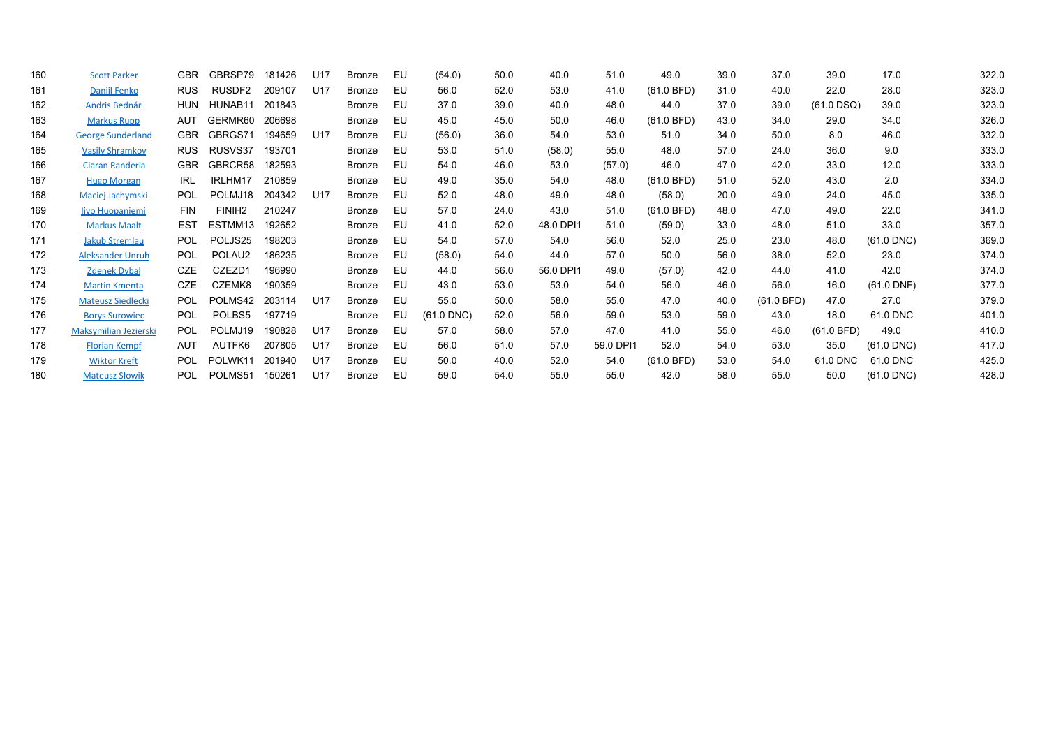| | | | | | | | | | | | | | | | | | | | |
|---|---|---|---|---|---|---|---|---|---|---|---|---|---|---|---|---|---|---|---|
| 160 | Scott Parker | GBR | GBRSP79 | 181426 | U17 | Bronze | EU | (54.0) | 50.0 | 40.0 | 51.0 | 49.0 | 39.0 | 37.0 | 39.0 | 17.0 | | 322.0 |
| 161 | Daniil Fenko | RUS | RUSDF2 | 209107 | U17 | Bronze | EU | 56.0 | 52.0 | 53.0 | 41.0 | (61.0 BFD) | 31.0 | 40.0 | 22.0 | 28.0 | | 323.0 |
| 162 | Andris Bednár | HUN | HUNAB11 | 201843 | | Bronze | EU | 37.0 | 39.0 | 40.0 | 48.0 | 44.0 | 37.0 | 39.0 | (61.0 DSQ) | 39.0 | | 323.0 |
| 163 | Markus Rupp | AUT | GERMR60 | 206698 | | Bronze | EU | 45.0 | 45.0 | 50.0 | 46.0 | (61.0 BFD) | 43.0 | 34.0 | 29.0 | 34.0 | | 326.0 |
| 164 | George Sunderland | GBR | GBRGS71 | 194659 | U17 | Bronze | EU | (56.0) | 36.0 | 54.0 | 53.0 | 51.0 | 34.0 | 50.0 | 8.0 | 46.0 | | 332.0 |
| 165 | Vasily Shramkov | RUS | RUSVS37 | 193701 | | Bronze | EU | 53.0 | 51.0 | (58.0) | 55.0 | 48.0 | 57.0 | 24.0 | 36.0 | 9.0 | | 333.0 |
| 166 | Ciaran Randeria | GBR | GBRCR58 | 182593 | | Bronze | EU | 54.0 | 46.0 | 53.0 | (57.0) | 46.0 | 47.0 | 42.0 | 33.0 | 12.0 | | 333.0 |
| 167 | Hugo Morgan | IRL | IRLHM17 | 210859 | | Bronze | EU | 49.0 | 35.0 | 54.0 | 48.0 | (61.0 BFD) | 51.0 | 52.0 | 43.0 | 2.0 | | 334.0 |
| 168 | Maciej Jachymski | POL | POLMJ18 | 204342 | U17 | Bronze | EU | 52.0 | 48.0 | 49.0 | 48.0 | (58.0) | 20.0 | 49.0 | 24.0 | 45.0 | | 335.0 |
| 169 | Iivo Huopaniemi | FIN | FINIH2 | 210247 | | Bronze | EU | 57.0 | 24.0 | 43.0 | 51.0 | (61.0 BFD) | 48.0 | 47.0 | 49.0 | 22.0 | | 341.0 |
| 170 | Markus Maalt | EST | ESTMM13 | 192652 | | Bronze | EU | 41.0 | 52.0 | 48.0 DPI1 | 51.0 | (59.0) | 33.0 | 48.0 | 51.0 | 33.0 | | 357.0 |
| 171 | Jakub Stremlau | POL | POLJS25 | 198203 | | Bronze | EU | 54.0 | 57.0 | 54.0 | 56.0 | 52.0 | 25.0 | 23.0 | 48.0 | (61.0 DNC) | | 369.0 |
| 172 | Aleksander Unruh | POL | POLAU2 | 186235 | | Bronze | EU | (58.0) | 54.0 | 44.0 | 57.0 | 50.0 | 56.0 | 38.0 | 52.0 | 23.0 | | 374.0 |
| 173 | Zdenek Dybal | CZE | CZEZD1 | 196990 | | Bronze | EU | 44.0 | 56.0 | 56.0 DPI1 | 49.0 | (57.0) | 42.0 | 44.0 | 41.0 | 42.0 | | 374.0 |
| 174 | Martin Kmenta | CZE | CZEMK8 | 190359 | | Bronze | EU | 43.0 | 53.0 | 53.0 | 54.0 | 56.0 | 46.0 | 56.0 | 16.0 | (61.0 DNF) | | 377.0 |
| 175 | Mateusz Siedlecki | POL | POLMS42 | 203114 | U17 | Bronze | EU | 55.0 | 50.0 | 58.0 | 55.0 | 47.0 | 40.0 | (61.0 BFD) | 47.0 | 27.0 | | 379.0 |
| 176 | Borys Surowiec | POL | POLBS5 | 197719 | | Bronze | EU | (61.0 DNC) | 52.0 | 56.0 | 59.0 | 53.0 | 59.0 | 43.0 | 18.0 | 61.0 DNC | | 401.0 |
| 177 | Maksymilian Jezierski | POL | POLMJ19 | 190828 | U17 | Bronze | EU | 57.0 | 58.0 | 57.0 | 47.0 | 41.0 | 55.0 | 46.0 | (61.0 BFD) | 49.0 | | 410.0 |
| 178 | Florian Kempf | AUT | AUTFK6 | 207805 | U17 | Bronze | EU | 56.0 | 51.0 | 57.0 | 59.0 DPI1 | 52.0 | 54.0 | 53.0 | 35.0 | (61.0 DNC) | | 417.0 |
| 179 | Wiktor Kreft | POL | POLWK11 | 201940 | U17 | Bronze | EU | 50.0 | 40.0 | 52.0 | 54.0 | (61.0 BFD) | 53.0 | 54.0 | 61.0 DNC | 61.0 DNC | | 425.0 |
| 180 | Mateusz Słowik | POL | POLMS51 | 150261 | U17 | Bronze | EU | 59.0 | 54.0 | 55.0 | 55.0 | 42.0 | 58.0 | 55.0 | 50.0 | (61.0 DNC) | | 428.0 |